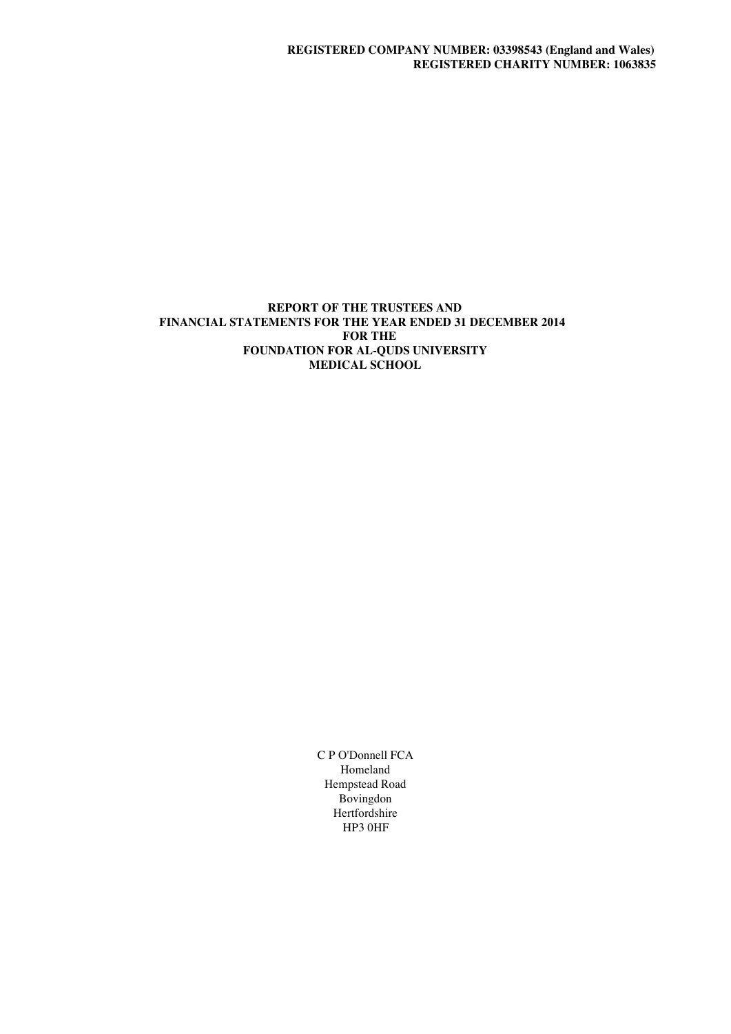**REGISTERED COMPANY NUMBER: 03398543 (England and Wales)**
**REGISTERED CHARITY NUMBER: 1063835**

# REPORT OF THE TRUSTEES AND FINANCIAL STATEMENTS FOR THE YEAR ENDED 31 DECEMBER 2014 FOR THE FOUNDATION FOR AL-QUDS UNIVERSITY MEDICAL SCHOOL

C P O'Donnell FCA
Homeland
Hempstead Road
Bovingdon
Hertfordshire
HP3 0HF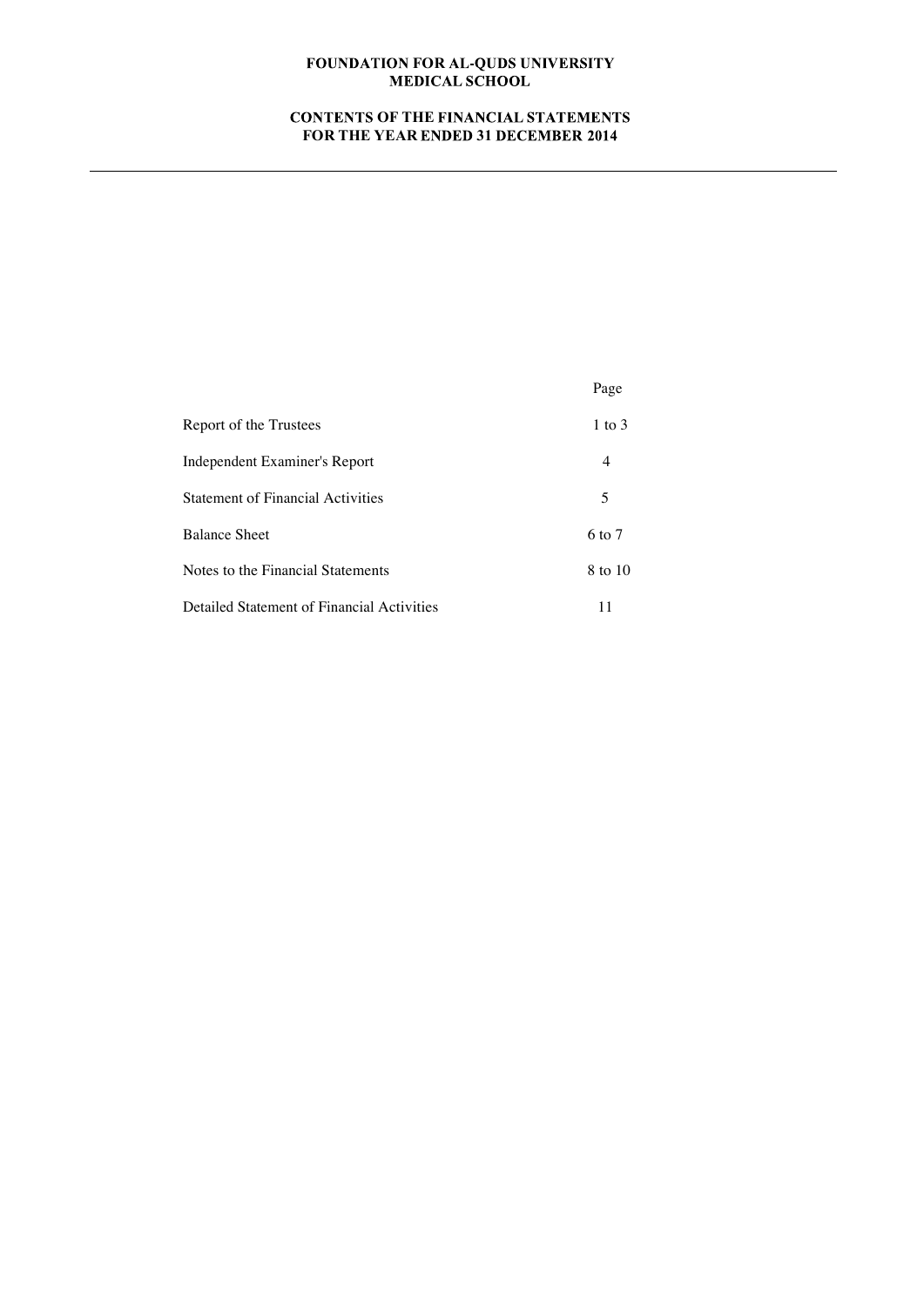# FOUNDATION FOR AL-QUDS UNIVERSITY MEDICAL SCHOOL

## CONTENTS OF THE FINANCIAL STATEMENTS FOR THE YEAR ENDED 31 DECEMBER 2014

| | Page |
|---|---|
| Report of the Trustees | 1 to 3 |
| Independent Examiner's Report | 4 |
| Statement of Financial Activities | 5 |
| Balance Sheet | 6 to 7 |
| Notes to the Financial Statements | 8 to 10 |
| Detailed Statement of Financial Activities | 11 |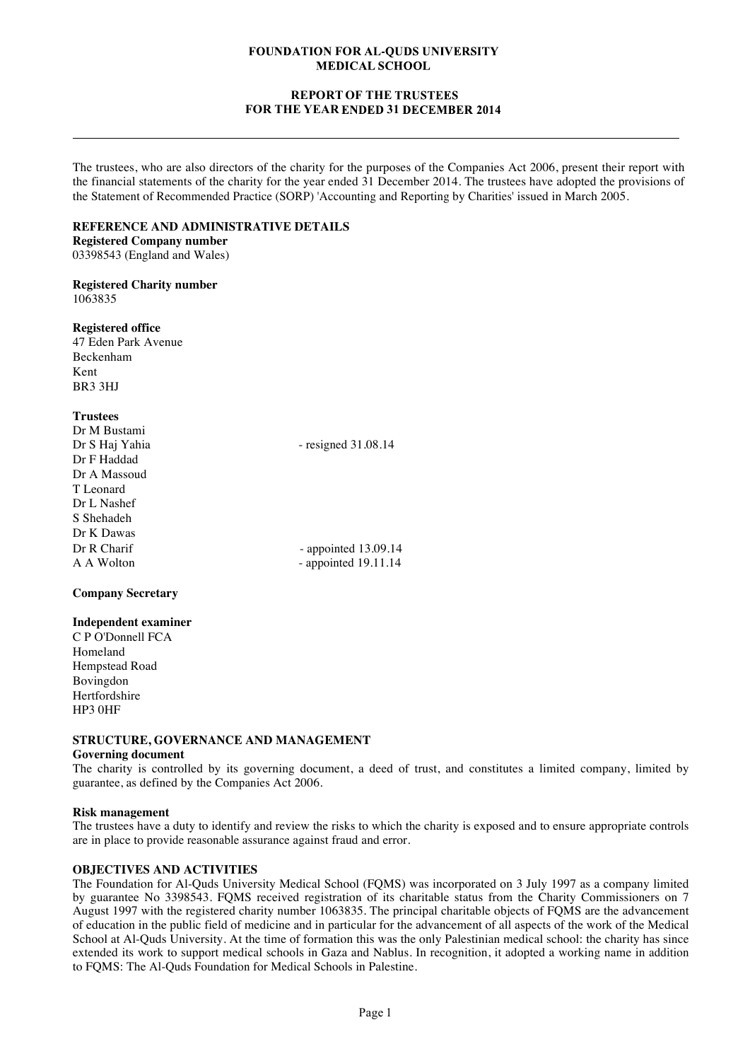# FOUNDATION FOR AL-QUDS UNIVERSITY MEDICAL SCHOOL

## REPORT OF THE TRUSTEES FOR THE YEAR ENDED 31 DECEMBER 2014

The trustees, who are also directors of the charity for the purposes of the Companies Act 2006, present their report with the financial statements of the charity for the year ended 31 December 2014. The trustees have adopted the provisions of the Statement of Recommended Practice (SORP) 'Accounting and Reporting by Charities' issued in March 2005.

### REFERENCE AND ADMINISTRATIVE DETAILS

**Registered Company number**
03398543 (England and Wales)

**Registered Charity number**
1063835

**Registered office**
47 Eden Park Avenue
Beckenham
Kent
BR3 3HJ

**Trustees**

| | |
|---|---|
| Dr M Bustami | |
| Dr S Haj Yahia | - resigned 31.08.14 |
| Dr F Haddad | |
| Dr A Massoud | |
| T Leonard | |
| Dr L Nashef | |
| S Shehadeh | |
| Dr K Dawas | |
| Dr R Charif | - appointed 13.09.14 |
| A A Wolton | - appointed 19.11.14 |

**Company Secretary**

**Independent examiner**
C P O'Donnell FCA
Homeland
Hempstead Road
Bovingdon
Hertfordshire
HP3 0HF

### STRUCTURE, GOVERNANCE AND MANAGEMENT

**Governing document**
The charity is controlled by its governing document, a deed of trust, and constitutes a limited company, limited by guarantee, as defined by the Companies Act 2006.

**Risk management**
The trustees have a duty to identify and review the risks to which the charity is exposed and to ensure appropriate controls are in place to provide reasonable assurance against fraud and error.

### OBJECTIVES AND ACTIVITIES

The Foundation for Al-Quds University Medical School (FQMS) was incorporated on 3 July 1997 as a company limited by guarantee No 3398543. FQMS received registration of its charitable status from the Charity Commissioners on 7 August 1997 with the registered charity number 1063835. The principal charitable objects of FQMS are the advancement of education in the public field of medicine and in particular for the advancement of all aspects of the work of the Medical School at Al-Quds University. At the time of formation this was the only Palestinian medical school: the charity has since extended its work to support medical schools in Gaza and Nablus. In recognition, it adopted a working name in addition to FQMS: The Al-Quds Foundation for Medical Schools in Palestine.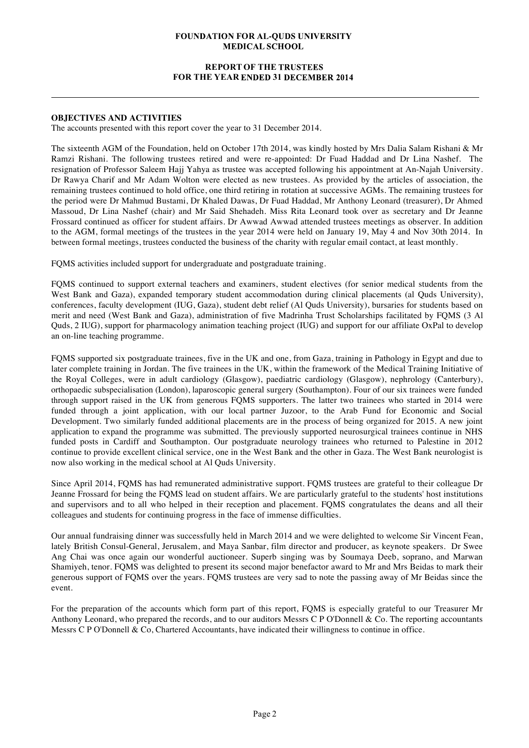# FOUNDATION FOR AL-QUDS UNIVERSITY MEDICAL SCHOOL

## REPORT OF THE TRUSTEES FOR THE YEAR ENDED 31 DECEMBER 2014

### OBJECTIVES AND ACTIVITIES

The accounts presented with this report cover the year to 31 December 2014.

The sixteenth AGM of the Foundation, held on October 17th 2014, was kindly hosted by Mrs Dalia Salam Rishani & Mr Ramzi Rishani. The following trustees retired and were re-appointed: Dr Fuad Haddad and Dr Lina Nashef. The resignation of Professor Saleem Hajj Yahya as trustee was accepted following his appointment at An-Najah University. Dr Rawya Charif and Mr Adam Wolton were elected as new trustees. As provided by the articles of association, the remaining trustees continued to hold office, one third retiring in rotation at successive AGMs. The remaining trustees for the period were Dr Mahmud Bustami, Dr Khaled Dawas, Dr Fuad Haddad, Mr Anthony Leonard (treasurer), Dr Ahmed Massoud, Dr Lina Nashef (chair) and Mr Said Shehadeh. Miss Rita Leonard took over as secretary and Dr Jeanne Frossard continued as officer for student affairs. Dr Awwad Awwad attended trustees meetings as observer. In addition to the AGM, formal meetings of the trustees in the year 2014 were held on January 19, May 4 and Nov 30th 2014. In between formal meetings, trustees conducted the business of the charity with regular email contact, at least monthly.

FQMS activities included support for undergraduate and postgraduate training.

FQMS continued to support external teachers and examiners, student electives (for senior medical students from the West Bank and Gaza), expanded temporary student accommodation during clinical placements (al Quds University), conferences, faculty development (IUG, Gaza), student debt relief (Al Quds University), bursaries for students based on merit and need (West Bank and Gaza), administration of five Madrinha Trust Scholarships facilitated by FQMS (3 Al Quds, 2 IUG), support for pharmacology animation teaching project (IUG) and support for our affiliate OxPal to develop an on-line teaching programme.

FQMS supported six postgraduate trainees, five in the UK and one, from Gaza, training in Pathology in Egypt and due to later complete training in Jordan. The five trainees in the UK, within the framework of the Medical Training Initiative of the Royal Colleges, were in adult cardiology (Glasgow), paediatric cardiology (Glasgow), nephrology (Canterbury), orthopaedic subspecialisation (London), laparoscopic general surgery (Southampton). Four of our six trainees were funded through support raised in the UK from generous FQMS supporters. The latter two trainees who started in 2014 were funded through a joint application, with our local partner Juzoor, to the Arab Fund for Economic and Social Development. Two similarly funded additional placements are in the process of being organized for 2015. A new joint application to expand the programme was submitted. The previously supported neurosurgical trainees continue in NHS funded posts in Cardiff and Southampton. Our postgraduate neurology trainees who returned to Palestine in 2012 continue to provide excellent clinical service, one in the West Bank and the other in Gaza. The West Bank neurologist is now also working in the medical school at Al Quds University.

Since April 2014, FQMS has had remunerated administrative support. FQMS trustees are grateful to their colleague Dr Jeanne Frossard for being the FQMS lead on student affairs. We are particularly grateful to the students' host institutions and supervisors and to all who helped in their reception and placement. FQMS congratulates the deans and all their colleagues and students for continuing progress in the face of immense difficulties.

Our annual fundraising dinner was successfully held in March 2014 and we were delighted to welcome Sir Vincent Fean, lately British Consul-General, Jerusalem, and Maya Sanbar, film director and producer, as keynote speakers. Dr Swee Ang Chai was once again our wonderful auctioneer. Superb singing was by Soumaya Deeb, soprano, and Marwan Shamiyeh, tenor. FQMS was delighted to present its second major benefactor award to Mr and Mrs Beidas to mark their generous support of FQMS over the years. FQMS trustees are very sad to note the passing away of Mr Beidas since the event.

For the preparation of the accounts which form part of this report, FQMS is especially grateful to our Treasurer Mr Anthony Leonard, who prepared the records, and to our auditors Messrs C P O'Donnell & Co. The reporting accountants Messrs C P O'Donnell & Co, Chartered Accountants, have indicated their willingness to continue in office.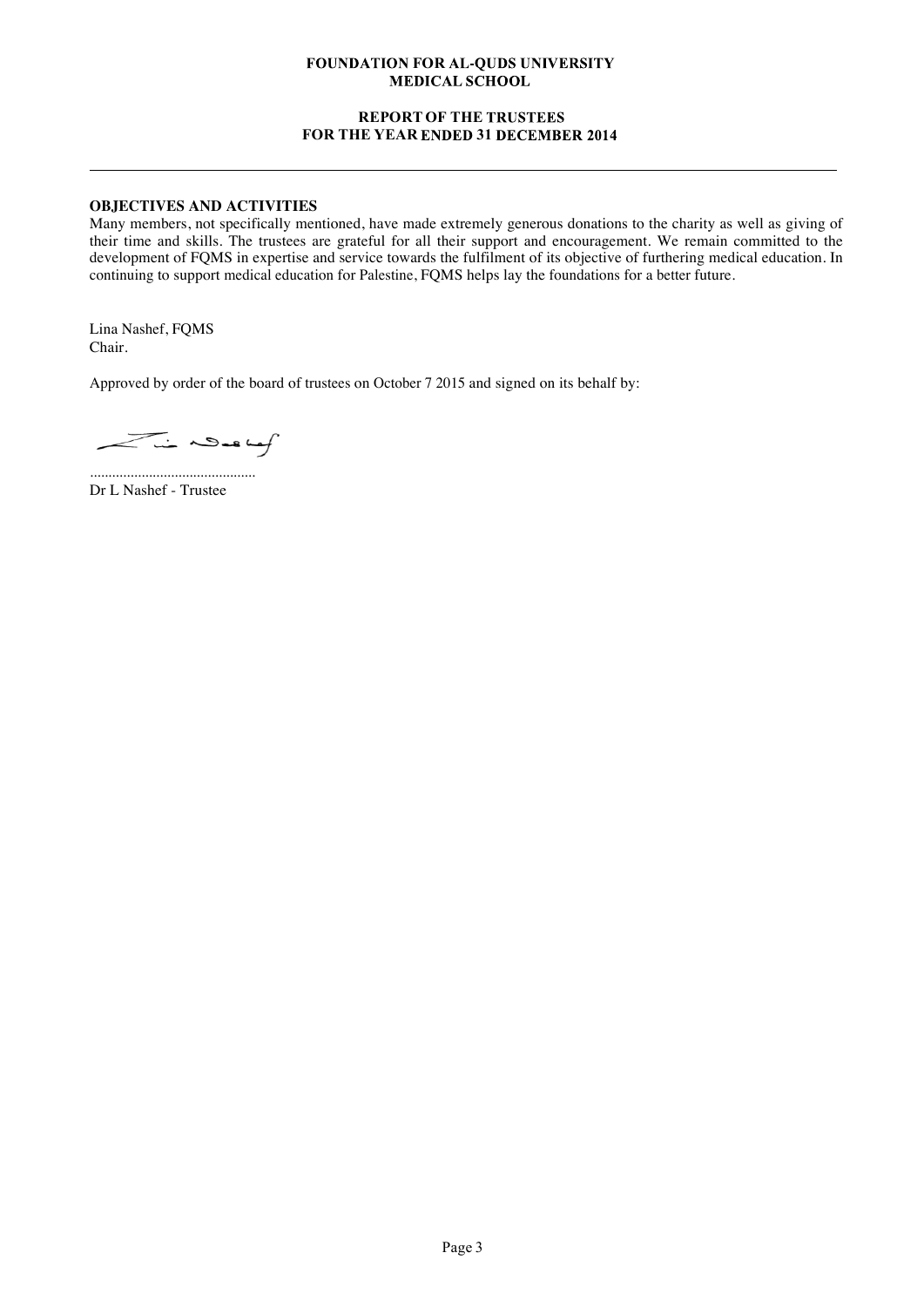**FOUNDATION FOR AL-QUDS UNIVERSITY MEDICAL SCHOOL**

**REPORT OF THE TRUSTEES FOR THE YEAR ENDED 31 DECEMBER 2014**

## OBJECTIVES AND ACTIVITIES

Many members, not specifically mentioned, have made extremely generous donations to the charity as well as giving of their time and skills. The trustees are grateful for all their support and encouragement. We remain committed to the development of FQMS in expertise and service towards the fulfilment of its objective of furthering medical education. In continuing to support medical education for Palestine, FQMS helps lay the foundations for a better future.

Lina Nashef, FQMS
Chair.

Approved by order of the board of trustees on October 7 2015 and signed on its behalf by:

............................................
Dr L Nashef - Trustee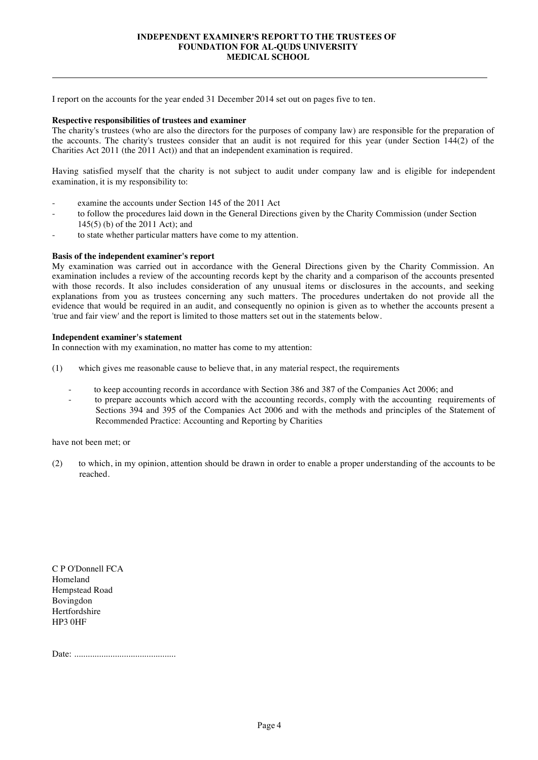# INDEPENDENT EXAMINER'S REPORT TO THE TRUSTEES OF FOUNDATION FOR AL-QUDS UNIVERSITY MEDICAL SCHOOL

I report on the accounts for the year ended 31 December 2014 set out on pages five to ten.

**Respective responsibilities of trustees and examiner**

The charity's trustees (who are also the directors for the purposes of company law) are responsible for the preparation of the accounts. The charity's trustees consider that an audit is not required for this year (under Section 144(2) of the Charities Act 2011 (the 2011 Act)) and that an independent examination is required.

Having satisfied myself that the charity is not subject to audit under company law and is eligible for independent examination, it is my responsibility to:

- examine the accounts under Section 145 of the 2011 Act
- to follow the procedures laid down in the General Directions given by the Charity Commission (under Section 145(5) (b) of the 2011 Act); and
- to state whether particular matters have come to my attention.

**Basis of the independent examiner's report**

My examination was carried out in accordance with the General Directions given by the Charity Commission. An examination includes a review of the accounting records kept by the charity and a comparison of the accounts presented with those records. It also includes consideration of any unusual items or disclosures in the accounts, and seeking explanations from you as trustees concerning any such matters. The procedures undertaken do not provide all the evidence that would be required in an audit, and consequently no opinion is given as to whether the accounts present a 'true and fair view' and the report is limited to those matters set out in the statements below.

**Independent examiner's statement**

In connection with my examination, no matter has come to my attention:

(1) which gives me reasonable cause to believe that, in any material respect, the requirements

- to keep accounting records in accordance with Section 386 and 387 of the Companies Act 2006; and
- to prepare accounts which accord with the accounting records, comply with the accounting requirements of Sections 394 and 395 of the Companies Act 2006 and with the methods and principles of the Statement of Recommended Practice: Accounting and Reporting by Charities

have not been met; or

(2) to which, in my opinion, attention should be drawn in order to enable a proper understanding of the accounts to be reached.

C P O'Donnell FCA
Homeland
Hempstead Road
Bovingdon
Hertfordshire
HP3 0HF

Date: .............................................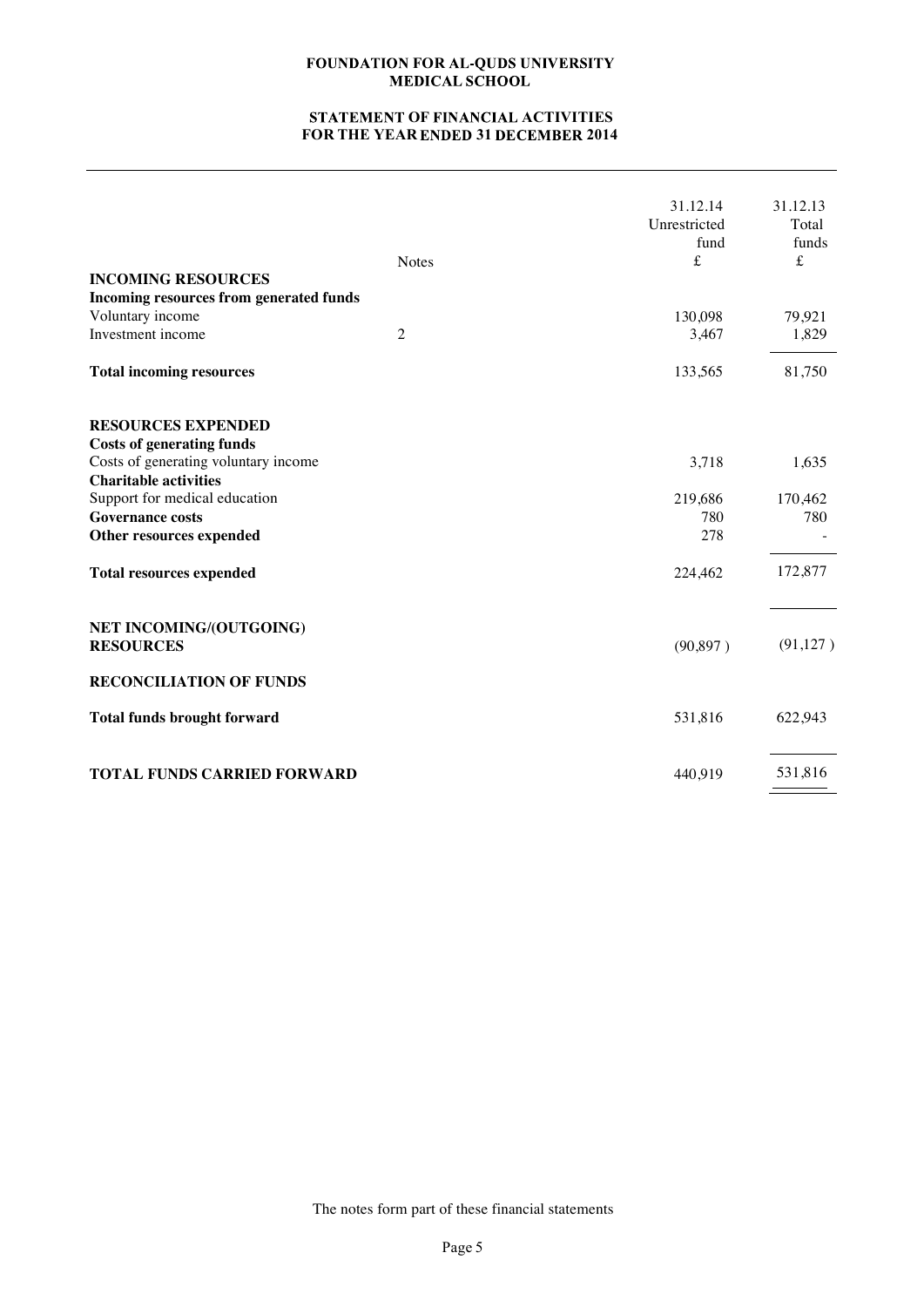# FOUNDATION FOR AL-QUDS UNIVERSITY MEDICAL SCHOOL

## STATEMENT OF FINANCIAL ACTIVITIES FOR THE YEAR ENDED 31 DECEMBER 2014

| | Notes | 31.12.14 Unrestricted fund £ | 31.12.13 Total funds £ |
|---|---|---|---|
| **INCOMING RESOURCES** | | | |
| **Incoming resources from generated funds** | | | |
| Voluntary income | | 130,098 | 79,921 |
| Investment income | 2 | 3,467 | 1,829 |
| **Total incoming resources** | | 133,565 | 81,750 |
| | | | |
| **RESOURCES EXPENDED** | | | |
| **Costs of generating funds** | | | |
| Costs of generating voluntary income | | 3,718 | 1,635 |
| **Charitable activities** | | | |
| Support for medical education | | 219,686 | 170,462 |
| **Governance costs** | | 780 | 780 |
| **Other resources expended** | | 278 | - |
| **Total resources expended** | | 224,462 | 172,877 |
| | | | |
| **NET INCOMING/(OUTGOING) RESOURCES** | | (90,897 ) | (91,127 ) |
| | | | |
| **RECONCILIATION OF FUNDS** | | | |
| **Total funds brought forward** | | 531,816 | 622,943 |
| | | | |
| **TOTAL FUNDS CARRIED FORWARD** | | 440,919 | 531,816 |

The notes form part of these financial statements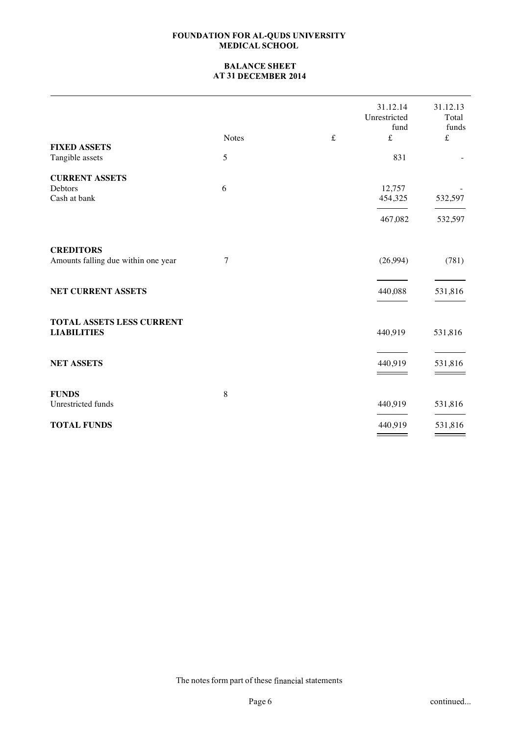**FOUNDATION FOR AL-QUDS UNIVERSITY MEDICAL SCHOOL**

**BALANCE SHEET AT 31 DECEMBER 2014**

| | Notes | £ | 31.12.14 Unrestricted fund £ | 31.12.13 Total funds £ |
|---|---|---|---|---|
| **FIXED ASSETS** | | | | |
| Tangible assets | 5 | | 831 | - |
| **CURRENT ASSETS** | | | | |
| Debtors | 6 | | 12,757 | - |
| Cash at bank | | | 454,325 | 532,597 |
| | | | 467,082 | 532,597 |
| **CREDITORS** | | | | |
| Amounts falling due within one year | 7 | | (26,994) | (781) |
| **NET CURRENT ASSETS** | | | 440,088 | 531,816 |
| **TOTAL ASSETS LESS CURRENT LIABILITIES** | | | 440,919 | 531,816 |
| **NET ASSETS** | | | 440,919 | 531,816 |
| **FUNDS** | 8 | | | |
| Unrestricted funds | | | 440,919 | 531,816 |
| **TOTAL FUNDS** | | | 440,919 | 531,816 |

The notes form part of these financial statements

continued...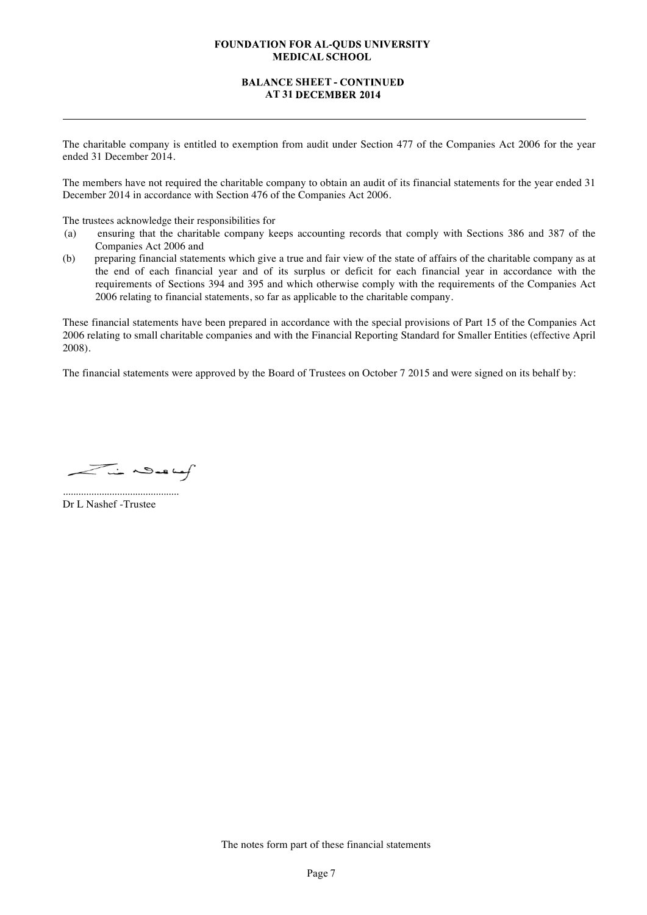# FOUNDATION FOR AL-QUDS UNIVERSITY MEDICAL SCHOOL

## BALANCE SHEET - CONTINUED AT 31 DECEMBER 2014

The charitable company is entitled to exemption from audit under Section 477 of the Companies Act 2006 for the year ended 31 December 2014.

The members have not required the charitable company to obtain an audit of its financial statements for the year ended 31 December 2014 in accordance with Section 476 of the Companies Act 2006.

The trustees acknowledge their responsibilities for

(a) ensuring that the charitable company keeps accounting records that comply with Sections 386 and 387 of the Companies Act 2006 and

(b) preparing financial statements which give a true and fair view of the state of affairs of the charitable company as at the end of each financial year and of its surplus or deficit for each financial year in accordance with the requirements of Sections 394 and 395 and which otherwise comply with the requirements of the Companies Act 2006 relating to financial statements, so far as applicable to the charitable company.

These financial statements have been prepared in accordance with the special provisions of Part 15 of the Companies Act 2006 relating to small charitable companies and with the Financial Reporting Standard for Smaller Entities (effective April 2008).

The financial statements were approved by the Board of Trustees on October 7 2015 and were signed on its behalf by:

.............................................

Dr L Nashef -Trustee

The notes form part of these financial statements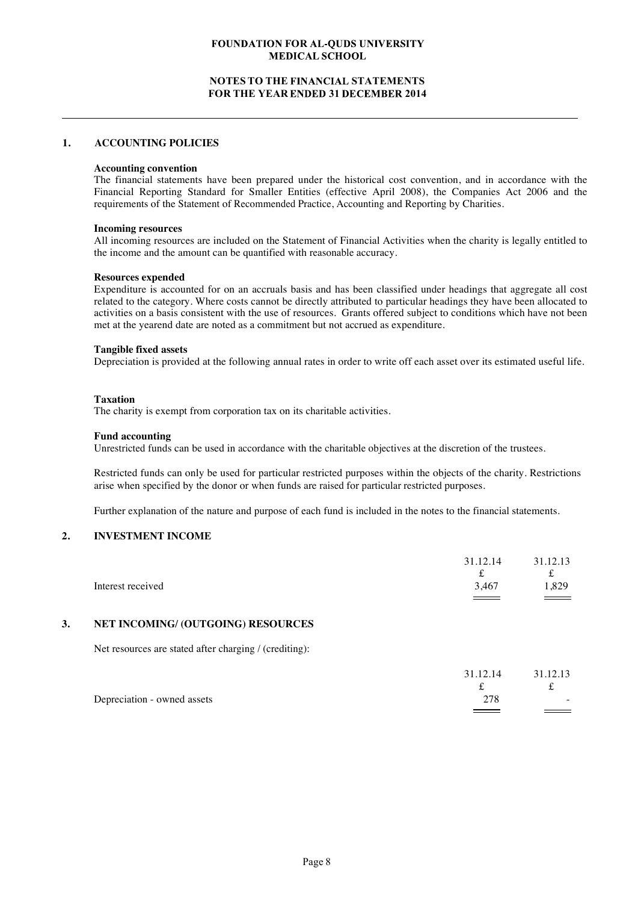# FOUNDATION FOR AL-QUDS UNIVERSITY MEDICAL SCHOOL

## NOTES TO THE FINANCIAL STATEMENTS FOR THE YEAR ENDED 31 DECEMBER 2014

### 1. ACCOUNTING POLICIES

**Accounting convention**

The financial statements have been prepared under the historical cost convention, and in accordance with the Financial Reporting Standard for Smaller Entities (effective April 2008), the Companies Act 2006 and the requirements of the Statement of Recommended Practice, Accounting and Reporting by Charities.

**Incoming resources**

All incoming resources are included on the Statement of Financial Activities when the charity is legally entitled to the income and the amount can be quantified with reasonable accuracy.

**Resources expended**

Expenditure is accounted for on an accruals basis and has been classified under headings that aggregate all cost related to the category. Where costs cannot be directly attributed to particular headings they have been allocated to activities on a basis consistent with the use of resources. Grants offered subject to conditions which have not been met at the yearend date are noted as a commitment but not accrued as expenditure.

**Tangible fixed assets**

Depreciation is provided at the following annual rates in order to write off each asset over its estimated useful life.

**Taxation**

The charity is exempt from corporation tax on its charitable activities.

**Fund accounting**

Unrestricted funds can be used in accordance with the charitable objectives at the discretion of the trustees.

Restricted funds can only be used for particular restricted purposes within the objects of the charity. Restrictions arise when specified by the donor or when funds are raised for particular restricted purposes.

Further explanation of the nature and purpose of each fund is included in the notes to the financial statements.

### 2. INVESTMENT INCOME

| | 31.12.14 | 31.12.13 |
|---|---|---|
| | £ | £ |
| Interest received | 3,467 | 1,829 |

### 3. NET INCOMING/ (OUTGOING) RESOURCES

Net resources are stated after charging / (crediting):

| | 31.12.14 | 31.12.13 |
|---|---|---|
| | £ | £ |
| Depreciation - owned assets | 278 | - |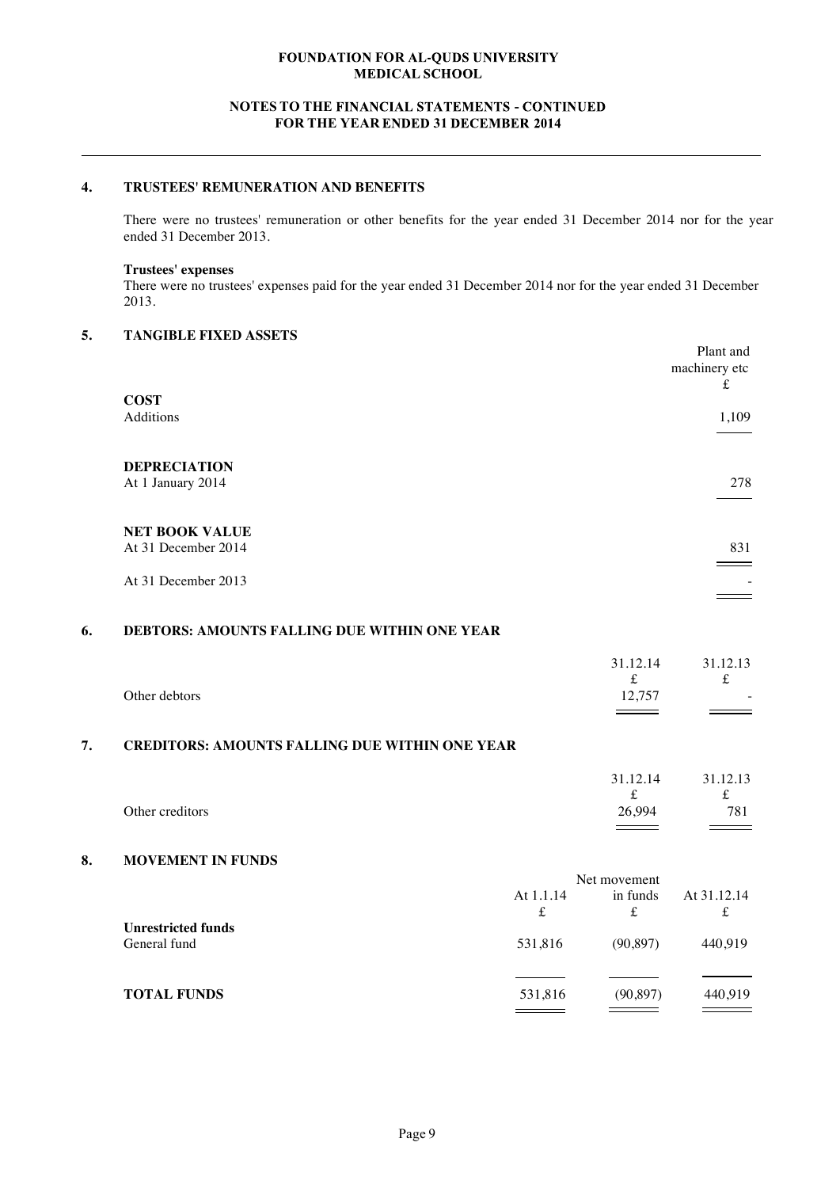# FOUNDATION FOR AL-QUDS UNIVERSITY MEDICAL SCHOOL

## NOTES TO THE FINANCIAL STATEMENTS - CONTINUED FOR THE YEAR ENDED 31 DECEMBER 2014

### 4. TRUSTEES' REMUNERATION AND BENEFITS

There were no trustees' remuneration or other benefits for the year ended 31 December 2014 nor for the year ended 31 December 2013.

**Trustees' expenses**

There were no trustees' expenses paid for the year ended 31 December 2014 nor for the year ended 31 December 2013.

### 5. TANGIBLE FIXED ASSETS

| | Plant and machinery etc £ |
|---|---|
| **COST** | |
| Additions | 1,109 |
| | |
| **DEPRECIATION** | |
| At 1 January 2014 | 278 |
| | |
| **NET BOOK VALUE** | |
| At 31 December 2014 | 831 |
| At 31 December 2013 | - |

### 6. DEBTORS: AMOUNTS FALLING DUE WITHIN ONE YEAR

| | 31.12.14 £ | 31.12.13 £ |
|---|---|---|
| Other debtors | 12,757 | - |

### 7. CREDITORS: AMOUNTS FALLING DUE WITHIN ONE YEAR

| | 31.12.14 £ | 31.12.13 £ |
|---|---|---|
| Other creditors | 26,994 | 781 |

### 8. MOVEMENT IN FUNDS

| | At 1.1.14 £ | Net movement in funds £ | At 31.12.14 £ |
|---|---|---|---|
| **Unrestricted funds** | | | |
| General fund | 531,816 | (90,897) | 440,919 |
| **TOTAL FUNDS** | 531,816 | (90,897) | 440,919 |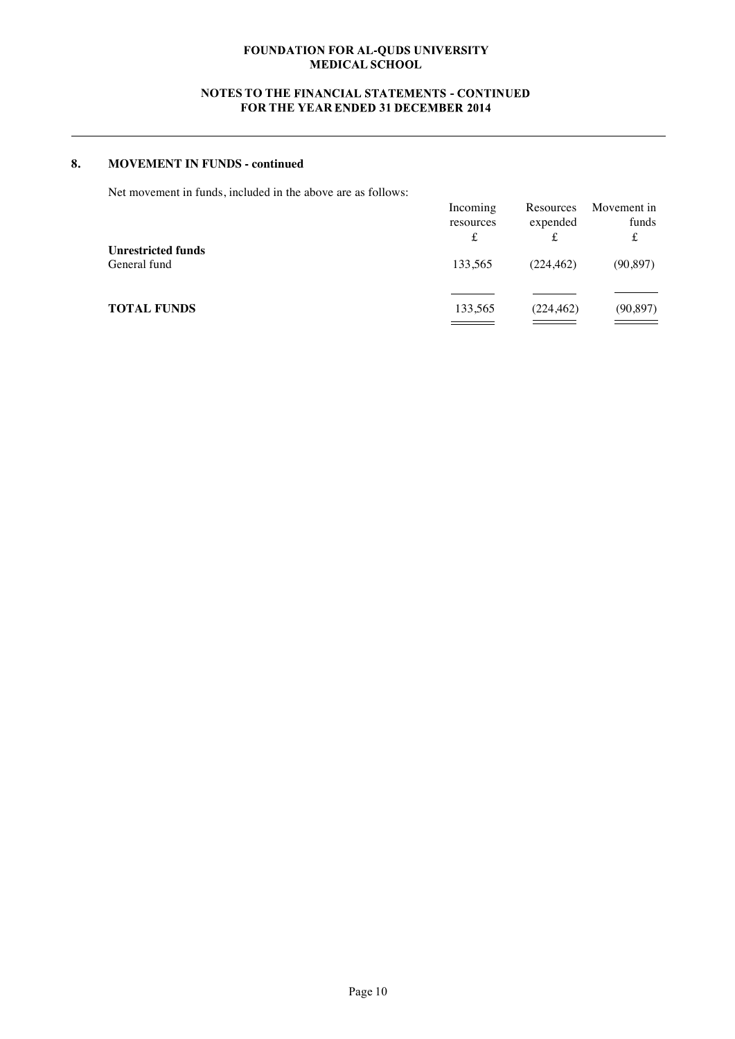## 8. MOVEMENT IN FUNDS - continued

Net movement in funds, included in the above are as follows:

| | Incoming resources £ | Resources expended £ | Movement in funds £ |
|---|---|---|---|
| **Unrestricted funds** | | | |
| General fund | 133,565 | (224,462) | (90,897) |
| **TOTAL FUNDS** | 133,565 | (224,462) | (90,897) |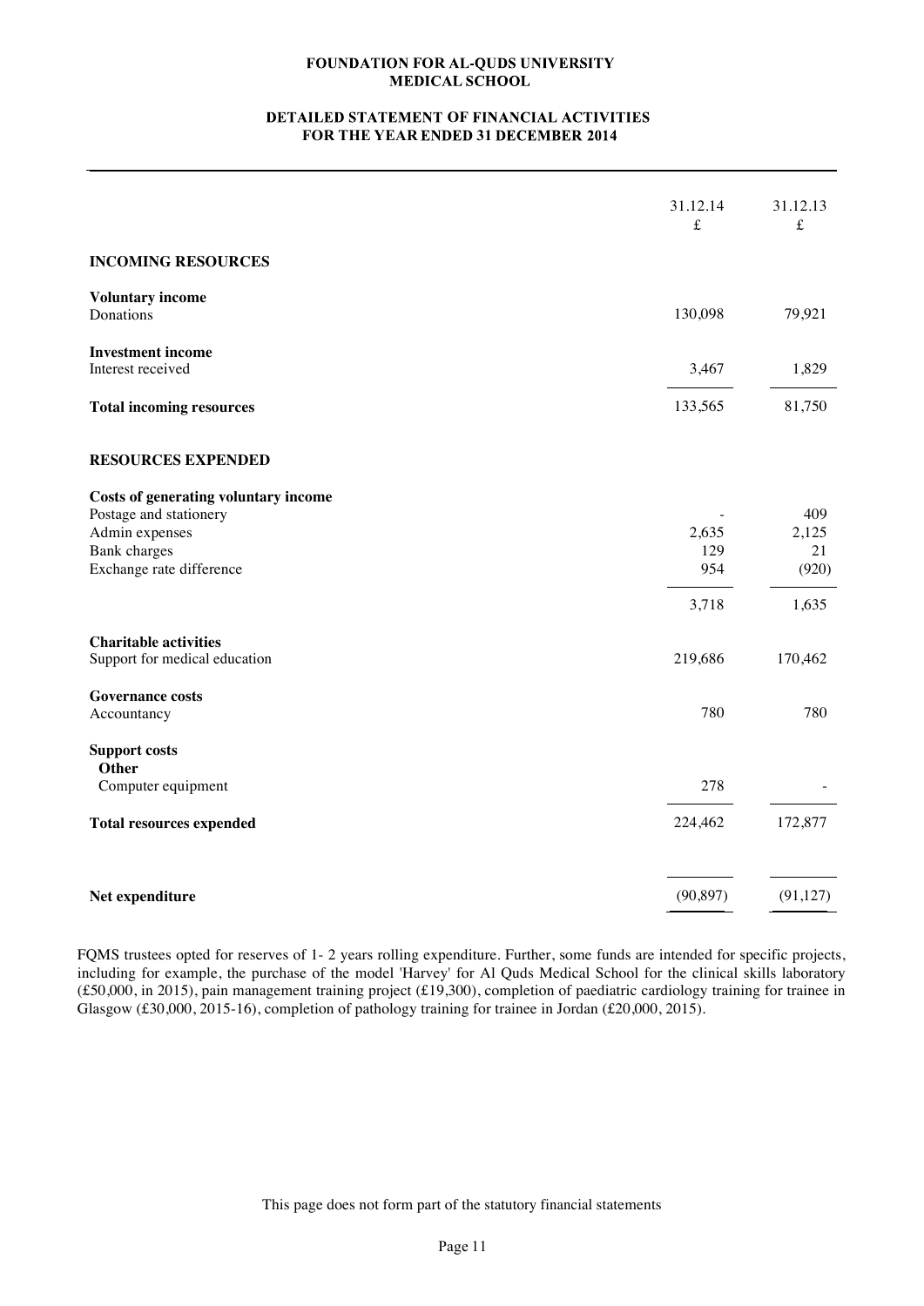**FOUNDATION FOR AL-QUDS UNIVERSITY MEDICAL SCHOOL**

**DETAILED STATEMENT OF FINANCIAL ACTIVITIES FOR THE YEAR ENDED 31 DECEMBER 2014**

| | 31.12.14 £ | 31.12.13 £ |
|---|---|---|
| **INCOMING RESOURCES** | | |
| **Voluntary income** | | |
| Donations | 130,098 | 79,921 |
| **Investment income** | | |
| Interest received | 3,467 | 1,829 |
| **Total incoming resources** | 133,565 | 81,750 |
| **RESOURCES EXPENDED** | | |
| **Costs of generating voluntary income** | | |
| Postage and stationery | - | 409 |
| Admin expenses | 2,635 | 2,125 |
| Bank charges | 129 | 21 |
| Exchange rate difference | 954 | (920) |
| | 3,718 | 1,635 |
| **Charitable activities** | | |
| Support for medical education | 219,686 | 170,462 |
| **Governance costs** | | |
| Accountancy | 780 | 780 |
| **Support costs** | | |
| **Other** | | |
| Computer equipment | 278 | - |
| **Total resources expended** | 224,462 | 172,877 |
| **Net expenditure** | (90,897) | (91,127) |

FQMS trustees opted for reserves of 1- 2 years rolling expenditure. Further, some funds are intended for specific projects, including for example, the purchase of the model 'Harvey' for Al Quds Medical School for the clinical skills laboratory (£50,000, in 2015), pain management training project (£19,300), completion of paediatric cardiology training for trainee in Glasgow (£30,000, 2015-16), completion of pathology training for trainee in Jordan (£20,000, 2015).

This page does not form part of the statutory financial statements